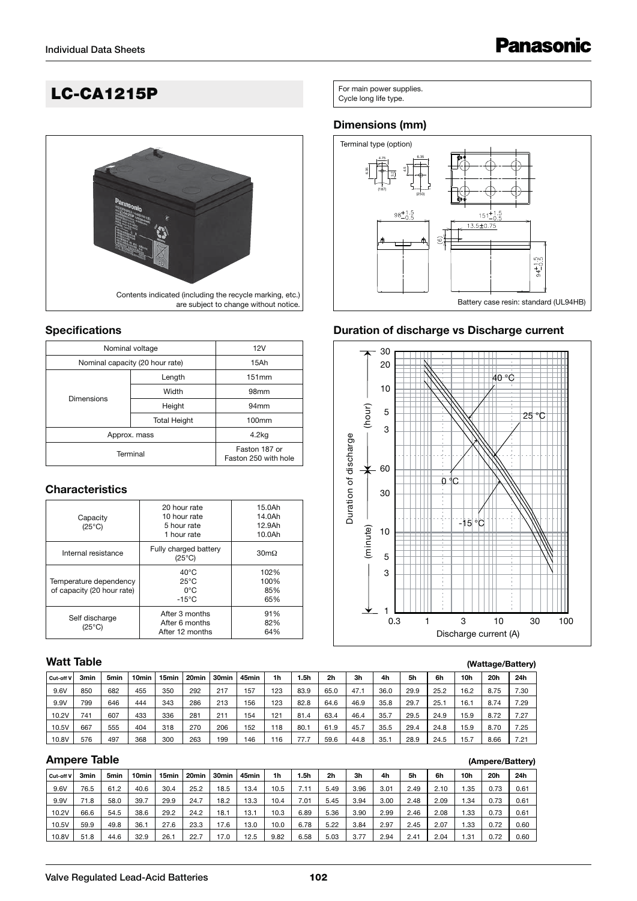# LC-CA1215P

For main power supplies.
Cycle long life type.

Contents indicated (including the recycle marking, etc.) are subject to change without notice.

## Dimensions (mm)

Terminal type (option)

Battery case resin: standard (UL94HB)

## Specifications

| Nominal voltage | | 12V |
|---|---|---|
| Nominal capacity (20 hour rate) | | 15Ah |
| Dimensions | Length | 151mm |
| | Width | 98mm |
| | Height | 94mm |
| | Total Height | 100mm |
| Approx. mass | | 4.2kg |
| Terminal | | Faston 187 or Faston 250 with hole |

## Duration of discharge vs Discharge current

## Characteristics

| | | |
|---|---|---|
| Capacity (25°C) | 20 hour rate<br>10 hour rate<br>5 hour rate<br>1 hour rate | 15.0Ah<br>14.0Ah<br>12.9Ah<br>10.0Ah |
| Internal resistance | Fully charged battery (25°C) | 30mΩ |
| Temperature dependency of capacity (20 hour rate) | 40°C<br>25°C<br>0°C<br>-15°C | 102%<br>100%<br>85%<br>65% |
| Self discharge (25°C) | After 3 months<br>After 6 months<br>After 12 months | 91%<br>82%<br>64% |

## Watt Table

(Wattage/Battery)

| Cut-off V | 3min | 5min | 10min | 15min | 20min | 30min | 45min | 1h | 1.5h | 2h | 3h | 4h | 5h | 6h | 10h | 20h | 24h |
|---|---|---|---|---|---|---|---|---|---|---|---|---|---|---|---|---|---|
| 9.6V | 850 | 682 | 455 | 350 | 292 | 217 | 157 | 123 | 83.9 | 65.0 | 47.1 | 36.0 | 29.9 | 25.2 | 16.2 | 8.75 | 7.30 |
| 9.9V | 799 | 646 | 444 | 343 | 286 | 213 | 156 | 123 | 82.8 | 64.6 | 46.9 | 35.8 | 29.7 | 25.1 | 16.1 | 8.74 | 7.29 |
| 10.2V | 741 | 607 | 433 | 336 | 281 | 211 | 154 | 121 | 81.4 | 63.4 | 46.4 | 35.7 | 29.5 | 24.9 | 15.9 | 8.72 | 7.27 |
| 10.5V | 667 | 555 | 404 | 318 | 270 | 206 | 152 | 118 | 80.1 | 61.9 | 45.7 | 35.5 | 29.4 | 24.8 | 15.9 | 8.70 | 7.25 |
| 10.8V | 576 | 497 | 368 | 300 | 263 | 199 | 146 | 116 | 77.7 | 59.6 | 44.8 | 35.1 | 28.9 | 24.5 | 15.7 | 8.66 | 7.21 |

## Ampere Table

(Ampere/Battery)

| Cut-off V | 3min | 5min | 10min | 15min | 20min | 30min | 45min | 1h | 1.5h | 2h | 3h | 4h | 5h | 6h | 10h | 20h | 24h |
|---|---|---|---|---|---|---|---|---|---|---|---|---|---|---|---|---|---|
| 9.6V | 76.5 | 61.2 | 40.6 | 30.4 | 25.2 | 18.5 | 13.4 | 10.5 | 7.11 | 5.49 | 3.96 | 3.01 | 2.49 | 2.10 | 1.35 | 0.73 | 0.61 |
| 9.9V | 71.8 | 58.0 | 39.7 | 29.9 | 24.7 | 18.2 | 13.3 | 10.4 | 7.01 | 5.45 | 3.94 | 3.00 | 2.48 | 2.09 | 1.34 | 0.73 | 0.61 |
| 10.2V | 66.6 | 54.5 | 38.6 | 29.2 | 24.2 | 18.1 | 13.1 | 10.3 | 6.89 | 5.36 | 3.90 | 2.99 | 2.46 | 2.08 | 1.33 | 0.73 | 0.61 |
| 10.5V | 59.9 | 49.8 | 36.1 | 27.6 | 23.3 | 17.6 | 13.0 | 10.0 | 6.78 | 5.22 | 3.84 | 2.97 | 2.45 | 2.07 | 1.33 | 0.72 | 0.60 |
| 10.8V | 51.8 | 44.6 | 32.9 | 26.1 | 22.7 | 17.0 | 12.5 | 9.82 | 6.58 | 5.03 | 3.77 | 2.94 | 2.41 | 2.04 | 1.31 | 0.72 | 0.60 |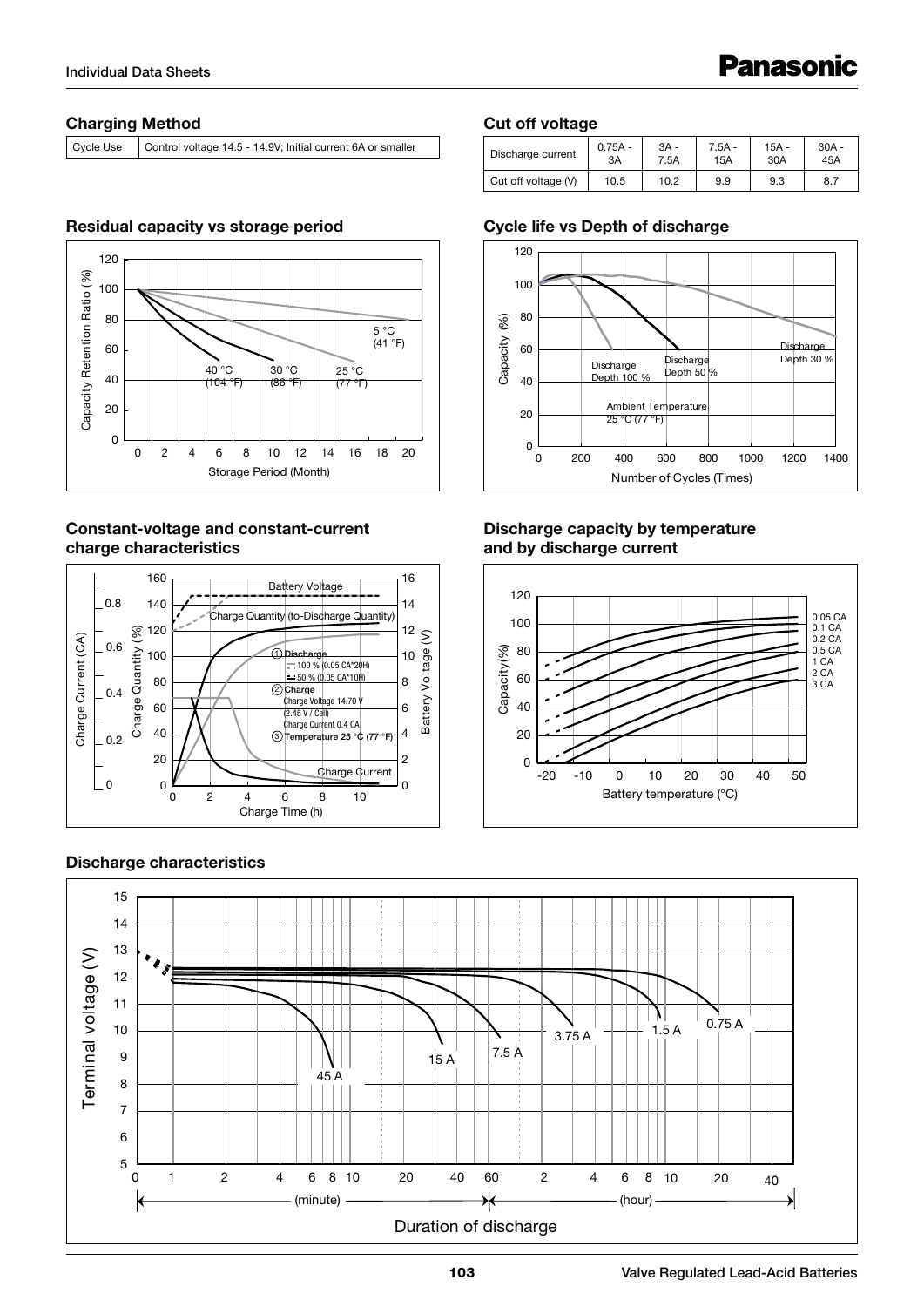## Charging Method

| Cycle Use | Control voltage 14.5 - 14.9V; Initial current 6A or smaller |
|---|---|

## Cut off voltage

| Discharge current | 0.75A - 3A | 3A - 7.5A | 7.5A - 15A | 15A - 30A | 30A - 45A |
|---|---|---|---|---|---|
| Cut off voltage (V) | 10.5 | 10.2 | 9.9 | 9.3 | 8.7 |

## Residual capacity vs storage period

Capacity Retention Ratio (%)
0
20
40
60
80
100
120
Storage Period (Month)
0 2 4 6 8 10 12 14 16 18 20
5 °C (41 °F)
40 °C (104 °F)
30 °C (86 °F)
25 °C (77 °F)

## Cycle life vs Depth of discharge

Capacity (%)
0
20
40
60
80
100
120
Number of Cycles (Times)
0 200 400 600 800 1000 1200 1400
Discharge Depth 100 %
Discharge Depth 50 %
Discharge Depth 30 %
Ambient Temperature 25 °C (77 °F)

## Constant-voltage and constant-current charge characteristics

Charge Current (CA)
0 0.2 0.4 0.6 0.8
Charge Quantity (%)
0 20 40 60 80 100 120 140 160
Battery Voltage (V)
0 2 4 6 8 10 12 14 16
Charge Time (h)
0 2 4 6 8 10
Battery Voltage
Charge Quantity (to-Discharge Quantity)
① Discharge
100 % (0.05 CA*20H)
50 % (0.05 CA*10H)
② Charge
Charge Voltage 14.70 V (2.45 V / Cell)
Charge Current 0.4 CA
③ Temperature 25 °C (77 °F)
Charge Current

## Discharge capacity by temperature and by discharge current

Capacity(%)
0 20 40 60 80 100 120
Battery temperature (°C)
-20 -10 0 10 20 30 40 50
0.05 CA
0.1 CA
0.2 CA
0.5 CA
1 CA
2 CA
3 CA

## Discharge characteristics

Terminal voltage (V)
5 6 7 8 9 10 11 12 13 14 15
45 A
15 A
7.5 A
3.75 A
1.5 A
0.75 A
0 1 2 4 6 8 10 20 40 60 2 4 6 8 10 20 40
(minute)
(hour)
Duration of discharge